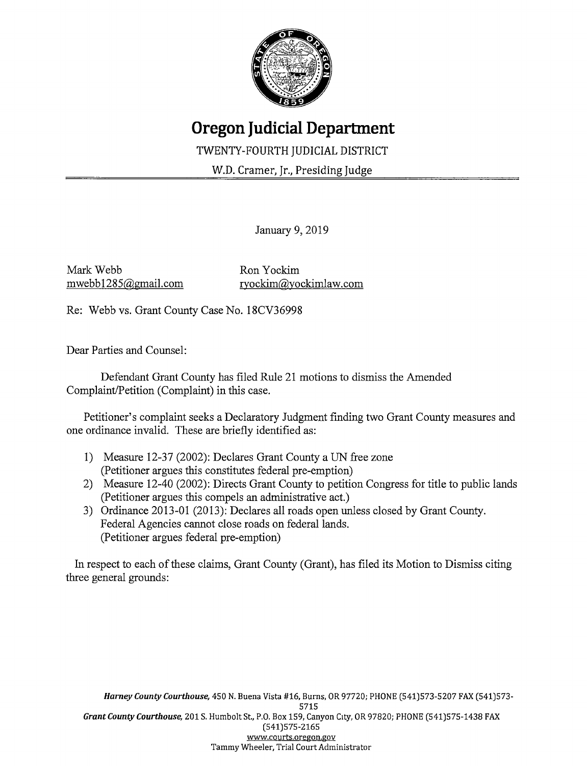# Oregon Judicial Department

TWENTY-FOURTH JUDICIAL DISTRICT

W.D. Cramer, Jr., Presiding Judge

January 9, 2019

Mark Webb
mwebb1285@gmail.com

Ron Yockim
ryockim@yockimlaw.com

Re: Webb vs. Grant County Case No. 18CV36998

Dear Parties and Counsel:

Defendant Grant County has filed Rule 21 motions to dismiss the Amended Complaint/Petition (Complaint) in this case.

Petitioner's complaint seeks a Declaratory Judgment finding two Grant County measures and one ordinance invalid. These are briefly identified as:

1) Measure 12-37 (2002): Declares Grant County a UN free zone
   (Petitioner argues this constitutes federal pre-emption)
2) Measure 12-40 (2002): Directs Grant County to petition Congress for title to public lands
   (Petitioner argues this compels an administrative act.)
3) Ordinance 2013-01 (2013): Declares all roads open unless closed by Grant County.
   Federal Agencies cannot close roads on federal lands.
   (Petitioner argues federal pre-emption)

In respect to each of these claims, Grant County (Grant), has filed its Motion to Dismiss citing three general grounds:

*Harney County Courthouse,* 450 N. Buena Vista #16, Burns, OR 97720; PHONE (541)573-5207 FAX (541)573-5715
*Grant County Courthouse,* 201 S. Humbolt St., P.O. Box 159, Canyon City, OR 97820; PHONE (541)575-1438 FAX (541)575-2165
www.courts.oregon.gov
Tammy Wheeler, Trial Court Administrator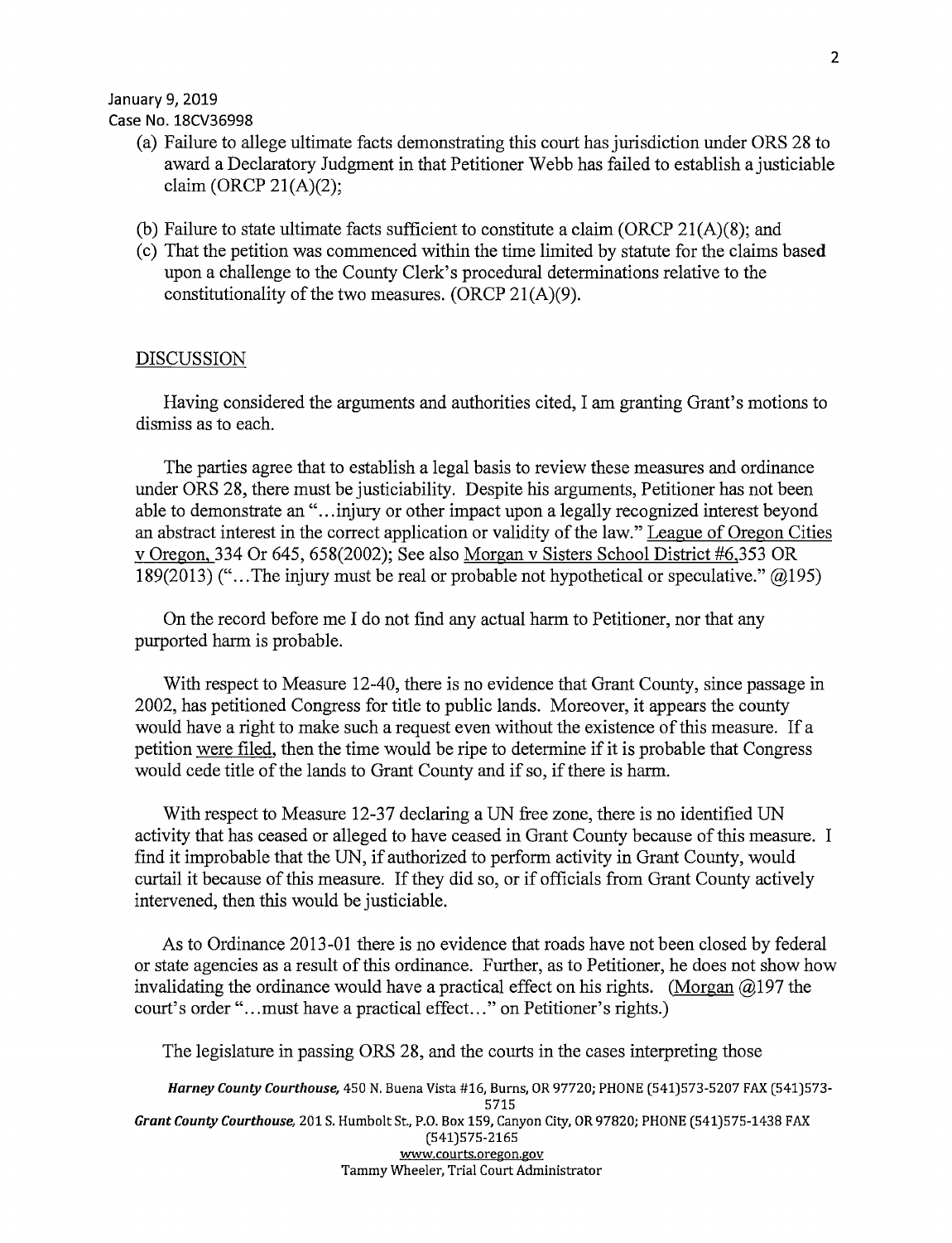January 9, 2019
Case No. 18CV36998

(a) Failure to allege ultimate facts demonstrating this court has jurisdiction under ORS 28 to award a Declaratory Judgment in that Petitioner Webb has failed to establish a justiciable claim (ORCP 21(A)(2);

(b) Failure to state ultimate facts sufficient to constitute a claim (ORCP 21(A)(8); and

(c) That the petition was commenced within the time limited by statute for the claims based upon a challenge to the County Clerk's procedural determinations relative to the constitutionality of the two measures. (ORCP 21(A)(9).

DISCUSSION

Having considered the arguments and authorities cited, I am granting Grant's motions to dismiss as to each.

The parties agree that to establish a legal basis to review these measures and ordinance under ORS 28, there must be justiciability. Despite his arguments, Petitioner has not been able to demonstrate an "...injury or other impact upon a legally recognized interest beyond an abstract interest in the correct application or validity of the law." League of Oregon Cities v Oregon, 334 Or 645, 658(2002); See also Morgan v Sisters School District #6,353 OR 189(2013) ("...The injury must be real or probable not hypothetical or speculative." @195)

On the record before me I do not find any actual harm to Petitioner, nor that any purported harm is probable.

With respect to Measure 12-40, there is no evidence that Grant County, since passage in 2002, has petitioned Congress for title to public lands. Moreover, it appears the county would have a right to make such a request even without the existence of this measure. If a petition were filed, then the time would be ripe to determine if it is probable that Congress would cede title of the lands to Grant County and if so, if there is harm.

With respect to Measure 12-37 declaring a UN free zone, there is no identified UN activity that has ceased or alleged to have ceased in Grant County because of this measure. I find it improbable that the UN, if authorized to perform activity in Grant County, would curtail it because of this measure. If they did so, or if officials from Grant County actively intervened, then this would be justiciable.

As to Ordinance 2013-01 there is no evidence that roads have not been closed by federal or state agencies as a result of this ordinance. Further, as to Petitioner, he does not show how invalidating the ordinance would have a practical effect on his rights. (Morgan @197 the court's order "...must have a practical effect..." on Petitioner's rights.)

The legislature in passing ORS 28, and the courts in the cases interpreting those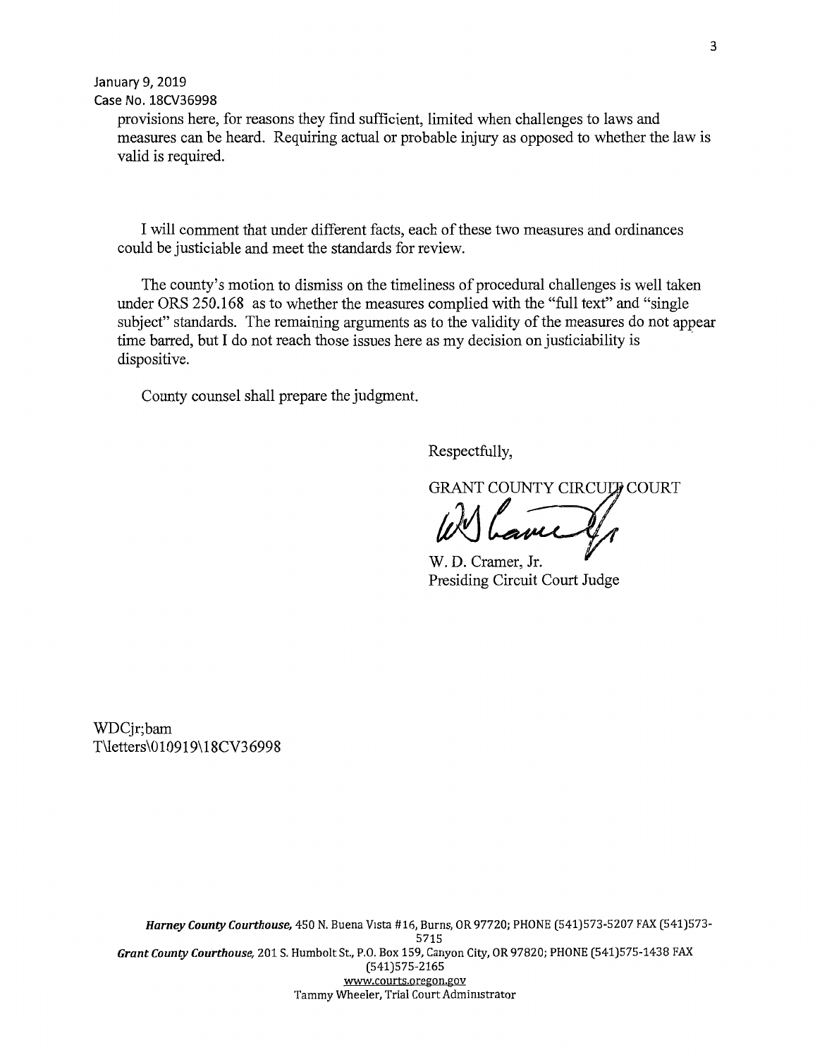provisions here, for reasons they find sufficient, limited when challenges to laws and measures can be heard. Requiring actual or probable injury as opposed to whether the law is valid is required.

I will comment that under different facts, each of these two measures and ordinances could be justiciable and meet the standards for review.

The county's motion to dismiss on the timeliness of procedural challenges is well taken under ORS 250.168 as to whether the measures complied with the "full text" and "single subject" standards. The remaining arguments as to the validity of the measures do not appear time barred, but I do not reach those issues here as my decision on justiciability is dispositive.

County counsel shall prepare the judgment.

Respectfully,

GRANT COUNTY CIRCUIT COURT

W. D. Cramer, Jr.
Presiding Circuit Court Judge

WDCjr;bam
T\letters\010919\18CV36998

***Harney County Courthouse,*** 450 N. Buena Vista #16, Burns, OR 97720; PHONE (541)573-5207 FAX (541)573-5715
***Grant County Courthouse,*** 201 S. Humbolt St., P.O. Box 159, Canyon City, OR 97820; PHONE (541)575-1438 FAX (541)575-2165
www.courts.oregon.gov
Tammy Wheeler, Trial Court Administrator